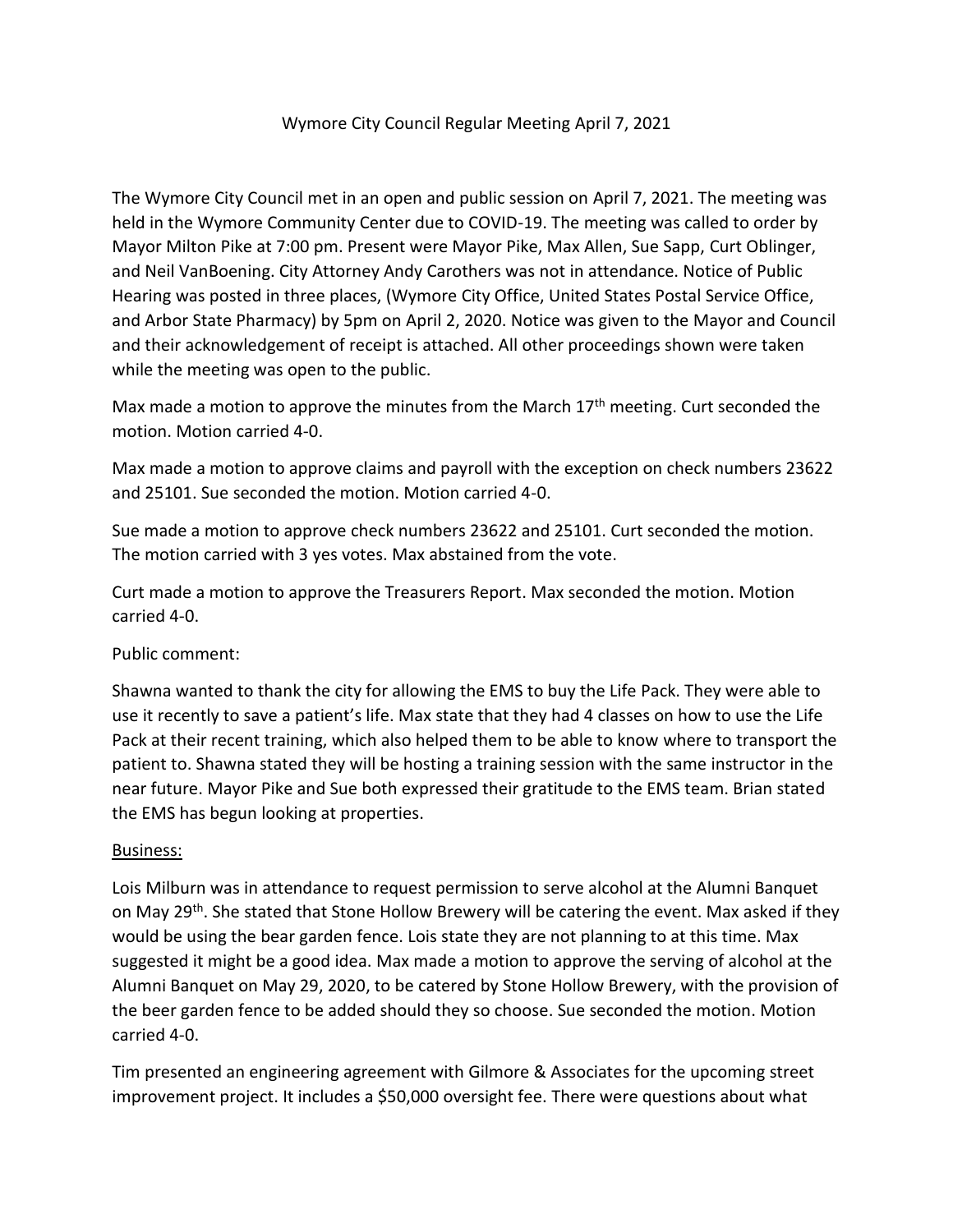# Wymore City Council Regular Meeting April 7, 2021

The Wymore City Council met in an open and public session on April 7, 2021. The meeting was held in the Wymore Community Center due to COVID-19. The meeting was called to order by Mayor Milton Pike at 7:00 pm. Present were Mayor Pike, Max Allen, Sue Sapp, Curt Oblinger, and Neil VanBoening. City Attorney Andy Carothers was not in attendance. Notice of Public Hearing was posted in three places, (Wymore City Office, United States Postal Service Office, and Arbor State Pharmacy) by 5pm on April 2, 2020. Notice was given to the Mayor and Council and their acknowledgement of receipt is attached. All other proceedings shown were taken while the meeting was open to the public.

Max made a motion to approve the minutes from the March 17th meeting. Curt seconded the motion. Motion carried 4-0.

Max made a motion to approve claims and payroll with the exception on check numbers 23622 and 25101. Sue seconded the motion. Motion carried 4-0.

Sue made a motion to approve check numbers 23622 and 25101. Curt seconded the motion. The motion carried with 3 yes votes. Max abstained from the vote.

Curt made a motion to approve the Treasurers Report. Max seconded the motion. Motion carried 4-0.

Public comment:

Shawna wanted to thank the city for allowing the EMS to buy the Life Pack. They were able to use it recently to save a patient's life. Max state that they had 4 classes on how to use the Life Pack at their recent training, which also helped them to be able to know where to transport the patient to. Shawna stated they will be hosting a training session with the same instructor in the near future. Mayor Pike and Sue both expressed their gratitude to the EMS team. Brian stated the EMS has begun looking at properties.

<u>Business:</u>

Lois Milburn was in attendance to request permission to serve alcohol at the Alumni Banquet on May 29th. She stated that Stone Hollow Brewery will be catering the event. Max asked if they would be using the bear garden fence. Lois state they are not planning to at this time. Max suggested it might be a good idea. Max made a motion to approve the serving of alcohol at the Alumni Banquet on May 29, 2020, to be catered by Stone Hollow Brewery, with the provision of the beer garden fence to be added should they so choose. Sue seconded the motion. Motion carried 4-0.

Tim presented an engineering agreement with Gilmore & Associates for the upcoming street improvement project. It includes a $50,000 oversight fee. There were questions about what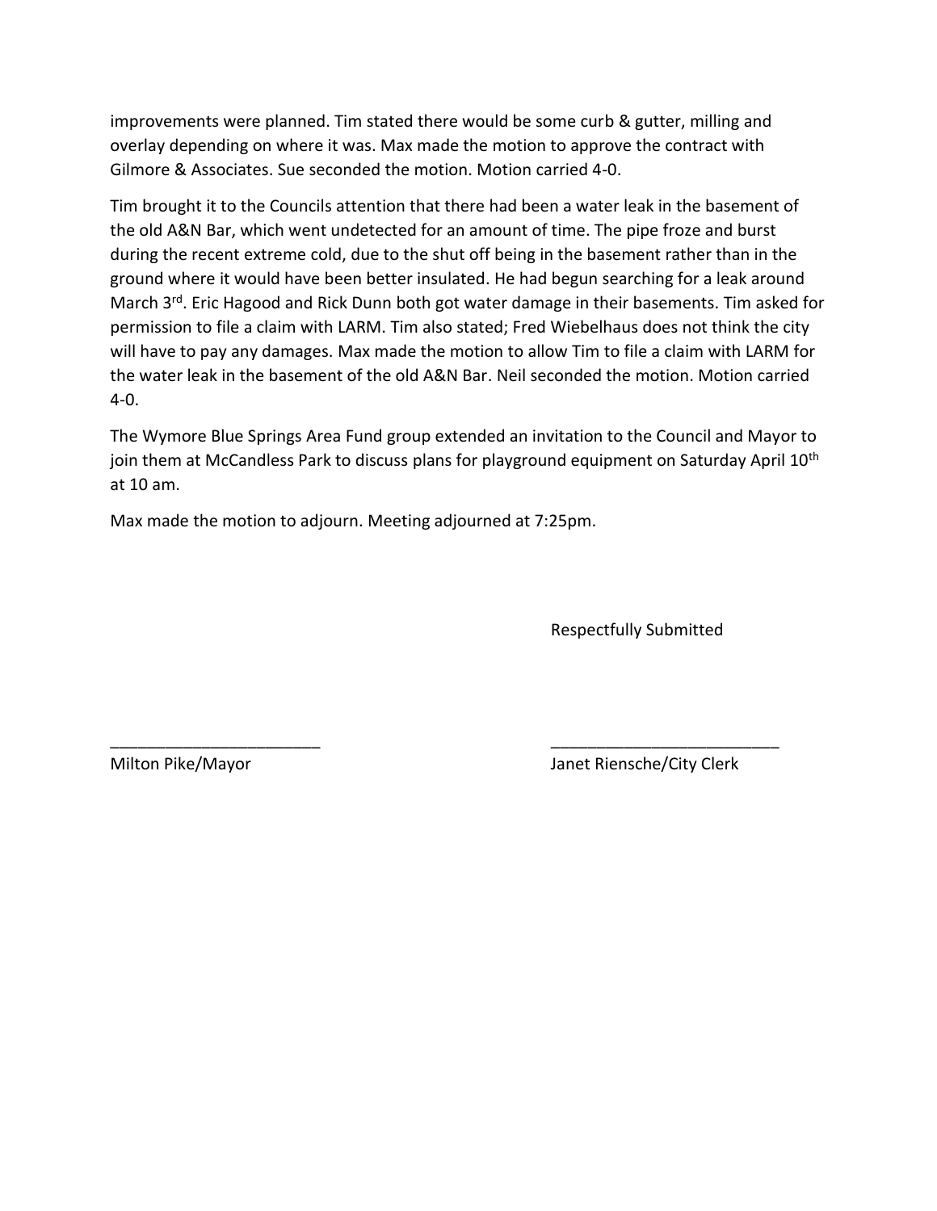improvements were planned. Tim stated there would be some curb & gutter, milling and overlay depending on where it was. Max made the motion to approve the contract with Gilmore & Associates. Sue seconded the motion. Motion carried 4-0.

Tim brought it to the Councils attention that there had been a water leak in the basement of the old A&N Bar, which went undetected for an amount of time. The pipe froze and burst during the recent extreme cold, due to the shut off being in the basement rather than in the ground where it would have been better insulated. He had begun searching for a leak around March 3rd. Eric Hagood and Rick Dunn both got water damage in their basements. Tim asked for permission to file a claim with LARM. Tim also stated; Fred Wiebelhaus does not think the city will have to pay any damages. Max made the motion to allow Tim to file a claim with LARM for the water leak in the basement of the old A&N Bar. Neil seconded the motion. Motion carried 4-0.

The Wymore Blue Springs Area Fund group extended an invitation to the Council and Mayor to join them at McCandless Park to discuss plans for playground equipment on Saturday April 10th at 10 am.

Max made the motion to adjourn. Meeting adjourned at 7:25pm.

Respectfully Submitted

_______________________ _________________________

Milton Pike/Mayor Janet Riensche/City Clerk